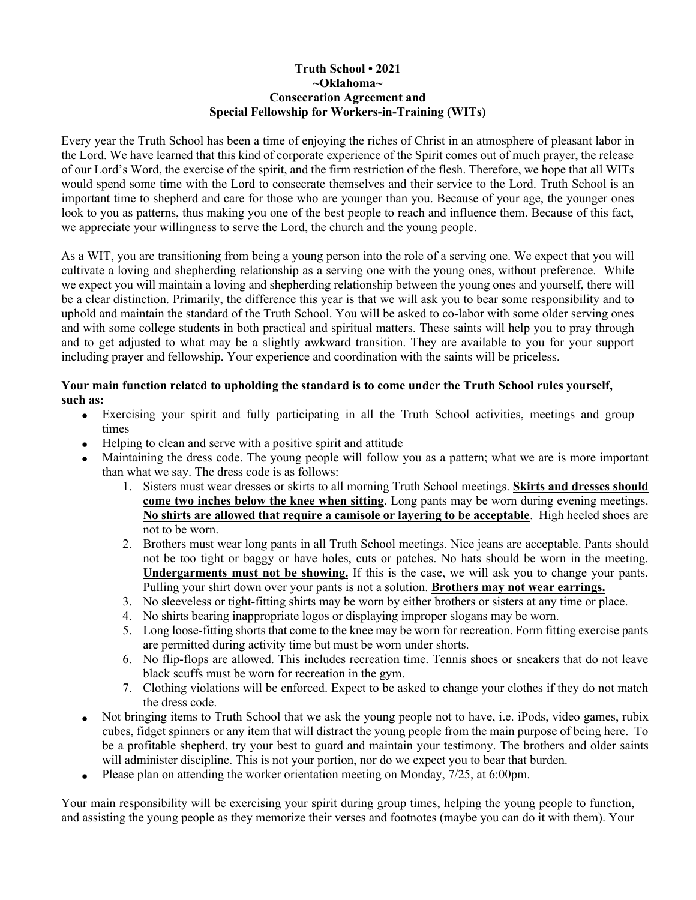**Truth School • 2021**
**~Oklahoma~**
**Consecration Agreement and**
**Special Fellowship for Workers-in-Training (WITs)**

Every year the Truth School has been a time of enjoying the riches of Christ in an atmosphere of pleasant labor in the Lord. We have learned that this kind of corporate experience of the Spirit comes out of much prayer, the release of our Lord's Word, the exercise of the spirit, and the firm restriction of the flesh. Therefore, we hope that all WITs would spend some time with the Lord to consecrate themselves and their service to the Lord. Truth School is an important time to shepherd and care for those who are younger than you. Because of your age, the younger ones look to you as patterns, thus making you one of the best people to reach and influence them. Because of this fact, we appreciate your willingness to serve the Lord, the church and the young people.

As a WIT, you are transitioning from being a young person into the role of a serving one. We expect that you will cultivate a loving and shepherding relationship as a serving one with the young ones, without preference. While we expect you will maintain a loving and shepherding relationship between the young ones and yourself, there will be a clear distinction. Primarily, the difference this year is that we will ask you to bear some responsibility and to uphold and maintain the standard of the Truth School. You will be asked to co-labor with some older serving ones and with some college students in both practical and spiritual matters. These saints will help you to pray through and to get adjusted to what may be a slightly awkward transition. They are available to you for your support including prayer and fellowship. Your experience and coordination with the saints will be priceless.

**Your main function related to upholding the standard is to come under the Truth School rules yourself, such as:**

- Exercising your spirit and fully participating in all the Truth School activities, meetings and group times
- Helping to clean and serve with a positive spirit and attitude
- Maintaining the dress code. The young people will follow you as a pattern; what we are is more important than what we say. The dress code is as follows:
    1. Sisters must wear dresses or skirts to all morning Truth School meetings. **Skirts and dresses should come two inches below the knee when sitting**. Long pants may be worn during evening meetings. **No shirts are allowed that require a camisole or layering to be acceptable**. High heeled shoes are not to be worn.
    2. Brothers must wear long pants in all Truth School meetings. Nice jeans are acceptable. Pants should not be too tight or baggy or have holes, cuts or patches. No hats should be worn in the meeting. **Undergarments must not be showing.** If this is the case, we will ask you to change your pants. Pulling your shirt down over your pants is not a solution. **Brothers may not wear earrings.**
    3. No sleeveless or tight-fitting shirts may be worn by either brothers or sisters at any time or place.
    4. No shirts bearing inappropriate logos or displaying improper slogans may be worn.
    5. Long loose-fitting shorts that come to the knee may be worn for recreation. Form fitting exercise pants are permitted during activity time but must be worn under shorts.
    6. No flip-flops are allowed. This includes recreation time. Tennis shoes or sneakers that do not leave black scuffs must be worn for recreation in the gym.
    7. Clothing violations will be enforced. Expect to be asked to change your clothes if they do not match the dress code.
- Not bringing items to Truth School that we ask the young people not to have, i.e. iPods, video games, rubix cubes, fidget spinners or any item that will distract the young people from the main purpose of being here. To be a profitable shepherd, try your best to guard and maintain your testimony. The brothers and older saints will administer discipline. This is not your portion, nor do we expect you to bear that burden.
- Please plan on attending the worker orientation meeting on Monday, 7/25, at 6:00pm.

Your main responsibility will be exercising your spirit during group times, helping the young people to function, and assisting the young people as they memorize their verses and footnotes (maybe you can do it with them). Your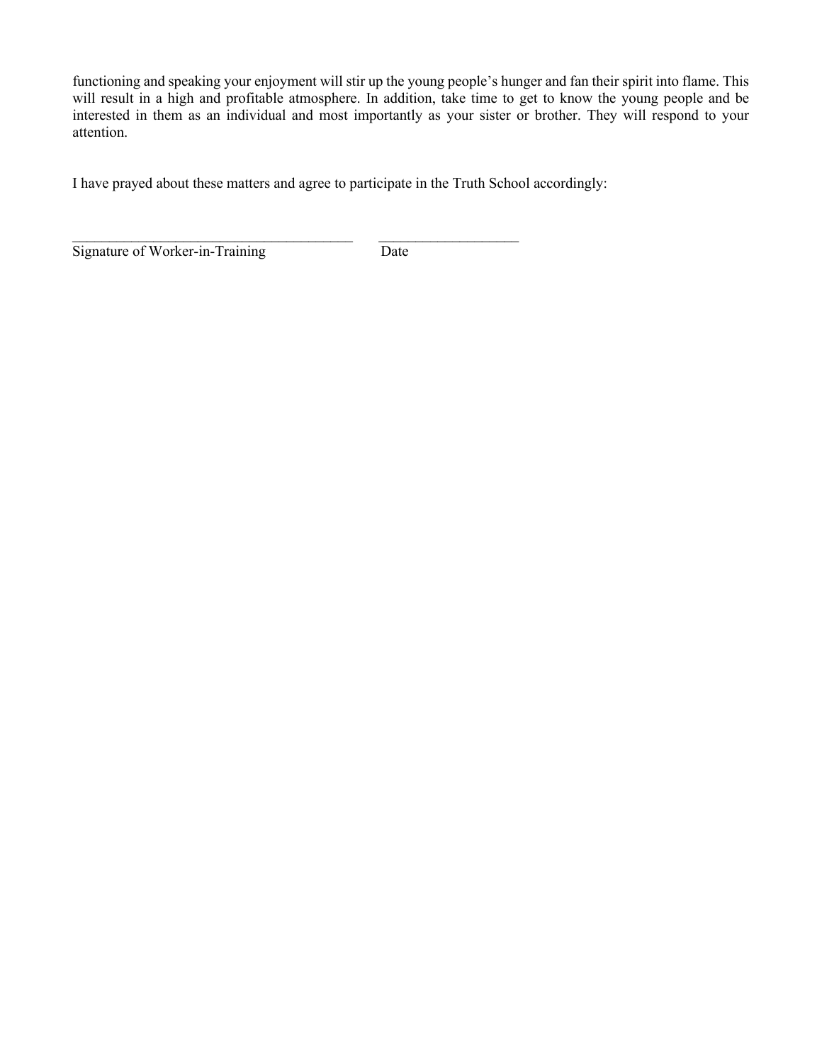functioning and speaking your enjoyment will stir up the young people's hunger and fan their spirit into flame. This will result in a high and profitable atmosphere. In addition, take time to get to know the young people and be interested in them as an individual and most importantly as your sister or brother. They will respond to your attention.

I have prayed about these matters and agree to participate in the Truth School accordingly:

_______________________________________ ___________________

Signature of Worker-in-Training Date